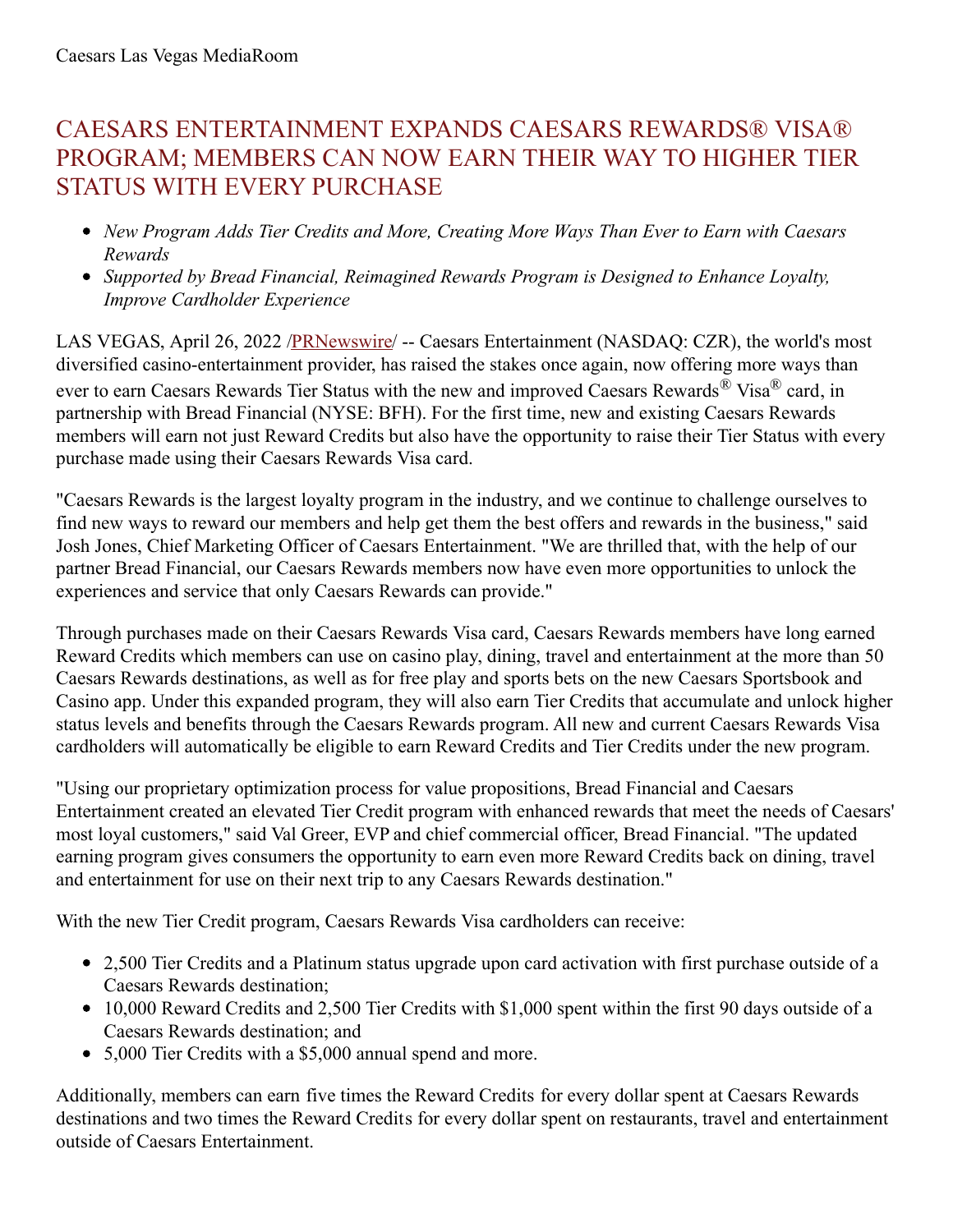Caesars Las Vegas MediaRoom

# CAESARS ENTERTAINMENT EXPANDS CAESARS REWARDS® VISA® PROGRAM; MEMBERS CAN NOW EARN THEIR WAY TO HIGHER TIER STATUS WITH EVERY PURCHASE

- *New Program Adds Tier Credits and More, Creating More Ways Than Ever to Earn with Caesars Rewards*
- *Supported by Bread Financial, Reimagined Rewards Program is Designed to Enhance Loyalty, Improve Cardholder Experience*

LAS VEGAS, April 26, 2022 /PRNewswire/ -- Caesars Entertainment (NASDAQ: CZR), the world's most diversified casino-entertainment provider, has raised the stakes once again, now offering more ways than ever to earn Caesars Rewards Tier Status with the new and improved Caesars Rewards® Visa® card, in partnership with Bread Financial (NYSE: BFH). For the first time, new and existing Caesars Rewards members will earn not just Reward Credits but also have the opportunity to raise their Tier Status with every purchase made using their Caesars Rewards Visa card.

"Caesars Rewards is the largest loyalty program in the industry, and we continue to challenge ourselves to find new ways to reward our members and help get them the best offers and rewards in the business," said Josh Jones, Chief Marketing Officer of Caesars Entertainment. "We are thrilled that, with the help of our partner Bread Financial, our Caesars Rewards members now have even more opportunities to unlock the experiences and service that only Caesars Rewards can provide."

Through purchases made on their Caesars Rewards Visa card, Caesars Rewards members have long earned Reward Credits which members can use on casino play, dining, travel and entertainment at the more than 50 Caesars Rewards destinations, as well as for free play and sports bets on the new Caesars Sportsbook and Casino app. Under this expanded program, they will also earn Tier Credits that accumulate and unlock higher status levels and benefits through the Caesars Rewards program. All new and current Caesars Rewards Visa cardholders will automatically be eligible to earn Reward Credits and Tier Credits under the new program.

"Using our proprietary optimization process for value propositions, Bread Financial and Caesars Entertainment created an elevated Tier Credit program with enhanced rewards that meet the needs of Caesars' most loyal customers," said Val Greer, EVP and chief commercial officer, Bread Financial. "The updated earning program gives consumers the opportunity to earn even more Reward Credits back on dining, travel and entertainment for use on their next trip to any Caesars Rewards destination."

With the new Tier Credit program, Caesars Rewards Visa cardholders can receive:

- 2,500 Tier Credits and a Platinum status upgrade upon card activation with first purchase outside of a Caesars Rewards destination;
- 10,000 Reward Credits and 2,500 Tier Credits with $1,000 spent within the first 90 days outside of a Caesars Rewards destination; and
- 5,000 Tier Credits with a $5,000 annual spend and more.

Additionally, members can earn five times the Reward Credits for every dollar spent at Caesars Rewards destinations and two times the Reward Credits for every dollar spent on restaurants, travel and entertainment outside of Caesars Entertainment.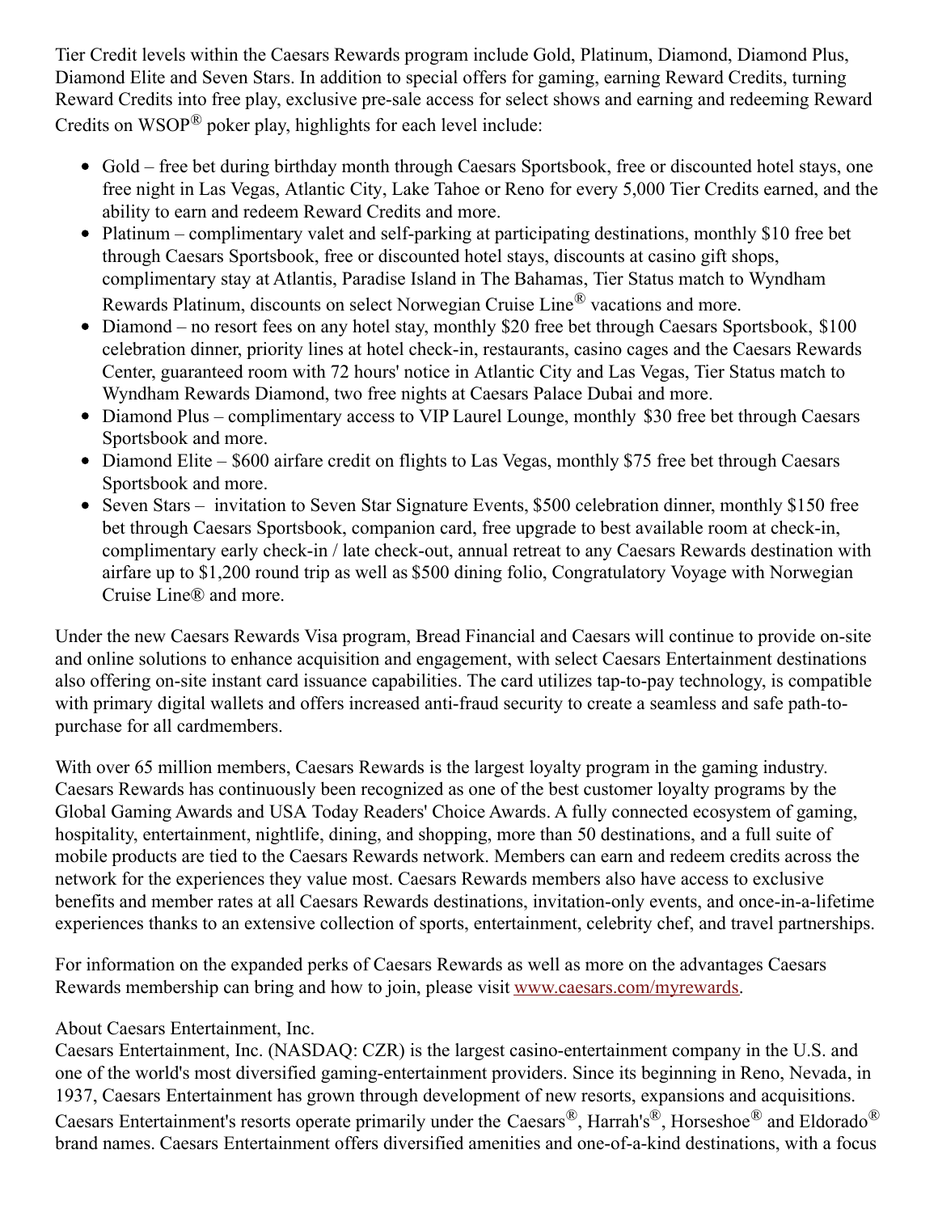Tier Credit levels within the Caesars Rewards program include Gold, Platinum, Diamond, Diamond Plus, Diamond Elite and Seven Stars. In addition to special offers for gaming, earning Reward Credits, turning Reward Credits into free play, exclusive pre-sale access for select shows and earning and redeeming Reward Credits on WSOP® poker play, highlights for each level include:

- Gold – free bet during birthday month through Caesars Sportsbook, free or discounted hotel stays, one free night in Las Vegas, Atlantic City, Lake Tahoe or Reno for every 5,000 Tier Credits earned, and the ability to earn and redeem Reward Credits and more.
- Platinum – complimentary valet and self-parking at participating destinations, monthly $10 free bet through Caesars Sportsbook, free or discounted hotel stays, discounts at casino gift shops, complimentary stay at Atlantis, Paradise Island in The Bahamas, Tier Status match to Wyndham Rewards Platinum, discounts on select Norwegian Cruise Line® vacations and more.
- Diamond – no resort fees on any hotel stay, monthly $20 free bet through Caesars Sportsbook, $100 celebration dinner, priority lines at hotel check-in, restaurants, casino cages and the Caesars Rewards Center, guaranteed room with 72 hours' notice in Atlantic City and Las Vegas, Tier Status match to Wyndham Rewards Diamond, two free nights at Caesars Palace Dubai and more.
- Diamond Plus – complimentary access to VIP Laurel Lounge, monthly $30 free bet through Caesars Sportsbook and more.
- Diamond Elite – $600 airfare credit on flights to Las Vegas, monthly $75 free bet through Caesars Sportsbook and more.
- Seven Stars – invitation to Seven Star Signature Events, $500 celebration dinner, monthly $150 free bet through Caesars Sportsbook, companion card, free upgrade to best available room at check-in, complimentary early check-in / late check-out, annual retreat to any Caesars Rewards destination with airfare up to $1,200 round trip as well as $500 dining folio, Congratulatory Voyage with Norwegian Cruise Line® and more.

Under the new Caesars Rewards Visa program, Bread Financial and Caesars will continue to provide on-site and online solutions to enhance acquisition and engagement, with select Caesars Entertainment destinations also offering on-site instant card issuance capabilities. The card utilizes tap-to-pay technology, is compatible with primary digital wallets and offers increased anti-fraud security to create a seamless and safe path-to-purchase for all cardmembers.

With over 65 million members, Caesars Rewards is the largest loyalty program in the gaming industry. Caesars Rewards has continuously been recognized as one of the best customer loyalty programs by the Global Gaming Awards and USA Today Readers' Choice Awards. A fully connected ecosystem of gaming, hospitality, entertainment, nightlife, dining, and shopping, more than 50 destinations, and a full suite of mobile products are tied to the Caesars Rewards network. Members can earn and redeem credits across the network for the experiences they value most. Caesars Rewards members also have access to exclusive benefits and member rates at all Caesars Rewards destinations, invitation-only events, and once-in-a-lifetime experiences thanks to an extensive collection of sports, entertainment, celebrity chef, and travel partnerships.

For information on the expanded perks of Caesars Rewards as well as more on the advantages Caesars Rewards membership can bring and how to join, please visit [www.caesars.com/myrewards](http://www.caesars.com/myrewards).

About Caesars Entertainment, Inc.

Caesars Entertainment, Inc. (NASDAQ: CZR) is the largest casino-entertainment company in the U.S. and one of the world's most diversified gaming-entertainment providers. Since its beginning in Reno, Nevada, in 1937, Caesars Entertainment has grown through development of new resorts, expansions and acquisitions. Caesars Entertainment's resorts operate primarily under the Caesars®, Harrah's®, Horseshoe® and Eldorado® brand names. Caesars Entertainment offers diversified amenities and one-of-a-kind destinations, with a focus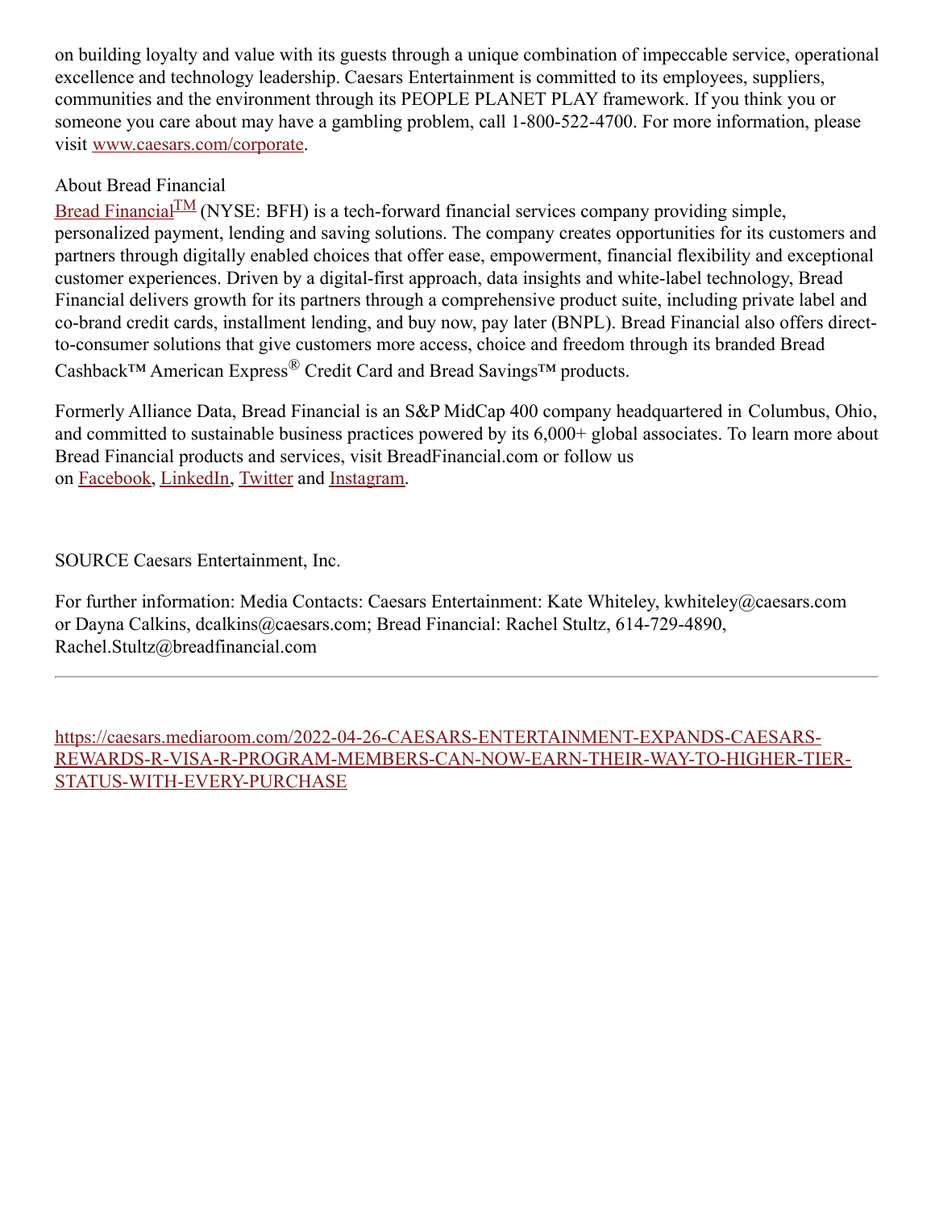on building loyalty and value with its guests through a unique combination of impeccable service, operational excellence and technology leadership. Caesars Entertainment is committed to its employees, suppliers, communities and the environment through its PEOPLE PLANET PLAY framework. If you think you or someone you care about may have a gambling problem, call 1-800-522-4700. For more information, please visit [www.caesars.com/corporate](www.caesars.com/corporate).

About Bread Financial

[Bread Financial™]() (NYSE: BFH) is a tech-forward financial services company providing simple, personalized payment, lending and saving solutions. The company creates opportunities for its customers and partners through digitally enabled choices that offer ease, empowerment, financial flexibility and exceptional customer experiences. Driven by a digital-first approach, data insights and white-label technology, Bread Financial delivers growth for its partners through a comprehensive product suite, including private label and co-brand credit cards, installment lending, and buy now, pay later (BNPL). Bread Financial also offers direct-to-consumer solutions that give customers more access, choice and freedom through its branded Bread Cashback™ American Express® Credit Card and Bread Savings™ products.

Formerly Alliance Data, Bread Financial is an S&P MidCap 400 company headquartered in Columbus, Ohio, and committed to sustainable business practices powered by its 6,000+ global associates. To learn more about Bread Financial products and services, visit BreadFinancial.com or follow us on Facebook, LinkedIn, Twitter and Instagram.

SOURCE Caesars Entertainment, Inc.

For further information: Media Contacts: Caesars Entertainment: Kate Whiteley, kwhiteley@caesars.com or Dayna Calkins, dcalkins@caesars.com; Bread Financial: Rachel Stultz, 614-729-4890, Rachel.Stultz@breadfinancial.com

---

https://caesars.mediaroom.com/2022-04-26-CAESARS-ENTERTAINMENT-EXPANDS-CAESARS-REWARDS-R-VISA-R-PROGRAM-MEMBERS-CAN-NOW-EARN-THEIR-WAY-TO-HIGHER-TIER-STATUS-WITH-EVERY-PURCHASE